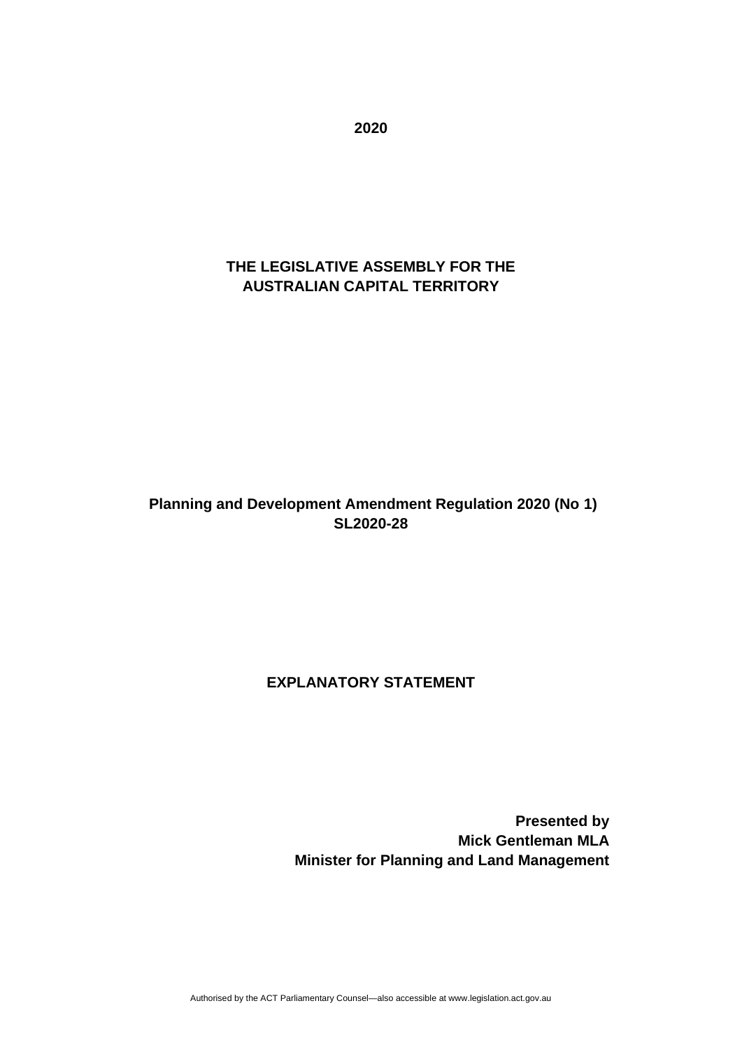**2020**

**THE LEGISLATIVE ASSEMBLY FOR THE AUSTRALIAN CAPITAL TERRITORY**

**Planning and Development Amendment Regulation 2020 (No 1)**
**SL2020-28**

**EXPLANATORY STATEMENT**

**Presented by**
**Mick Gentleman MLA**
**Minister for Planning and Land Management**

Authorised by the ACT Parliamentary Counsel—also accessible at www.legislation.act.gov.au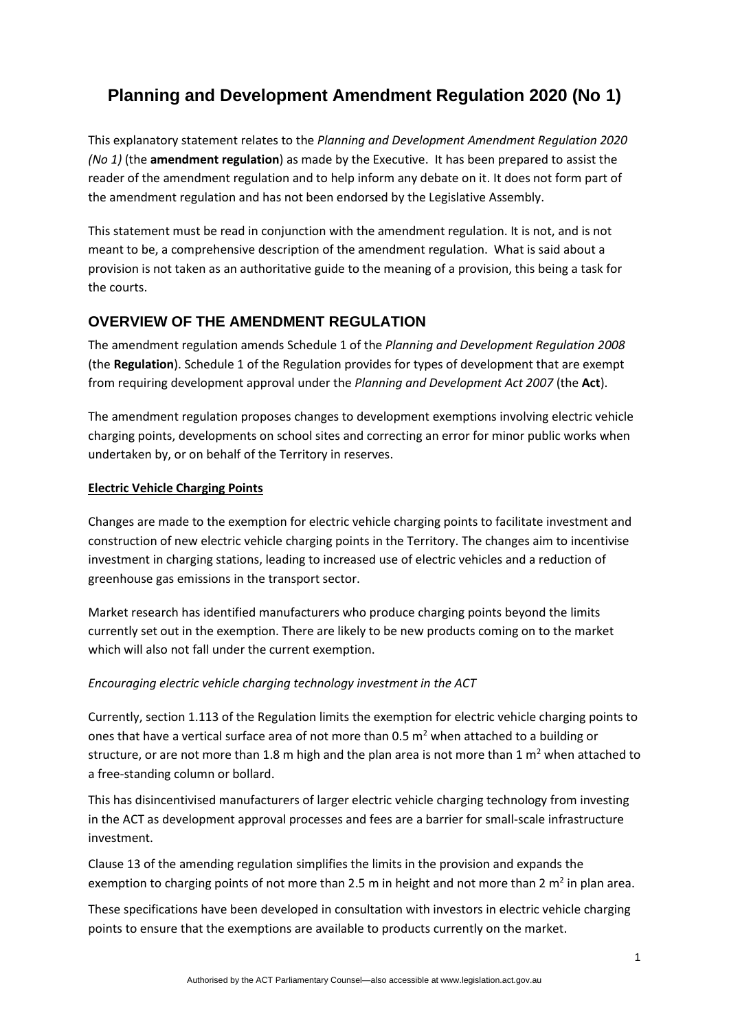# Planning and Development Amendment Regulation 2020 (No 1)

This explanatory statement relates to the *Planning and Development Amendment Regulation 2020 (No 1)* (the **amendment regulation**) as made by the Executive. It has been prepared to assist the reader of the amendment regulation and to help inform any debate on it. It does not form part of the amendment regulation and has not been endorsed by the Legislative Assembly.

This statement must be read in conjunction with the amendment regulation. It is not, and is not meant to be, a comprehensive description of the amendment regulation. What is said about a provision is not taken as an authoritative guide to the meaning of a provision, this being a task for the courts.

## OVERVIEW OF THE AMENDMENT REGULATION

The amendment regulation amends Schedule 1 of the *Planning and Development Regulation 2008* (the **Regulation**). Schedule 1 of the Regulation provides for types of development that are exempt from requiring development approval under the *Planning and Development Act 2007* (the **Act**).

The amendment regulation proposes changes to development exemptions involving electric vehicle charging points, developments on school sites and correcting an error for minor public works when undertaken by, or on behalf of the Territory in reserves.

### Electric Vehicle Charging Points

Changes are made to the exemption for electric vehicle charging points to facilitate investment and construction of new electric vehicle charging points in the Territory. The changes aim to incentivise investment in charging stations, leading to increased use of electric vehicles and a reduction of greenhouse gas emissions in the transport sector.

Market research has identified manufacturers who produce charging points beyond the limits currently set out in the exemption. There are likely to be new products coming on to the market which will also not fall under the current exemption.

*Encouraging electric vehicle charging technology investment in the ACT*

Currently, section 1.113 of the Regulation limits the exemption for electric vehicle charging points to ones that have a vertical surface area of not more than 0.5 $m^2$ when attached to a building or structure, or are not more than 1.8 m high and the plan area is not more than 1 $m^2$ when attached to a free-standing column or bollard.

This has disincentivised manufacturers of larger electric vehicle charging technology from investing in the ACT as development approval processes and fees are a barrier for small-scale infrastructure investment.

Clause 13 of the amending regulation simplifies the limits in the provision and expands the exemption to charging points of not more than 2.5 m in height and not more than 2 $m^2$ in plan area.

These specifications have been developed in consultation with investors in electric vehicle charging points to ensure that the exemptions are available to products currently on the market.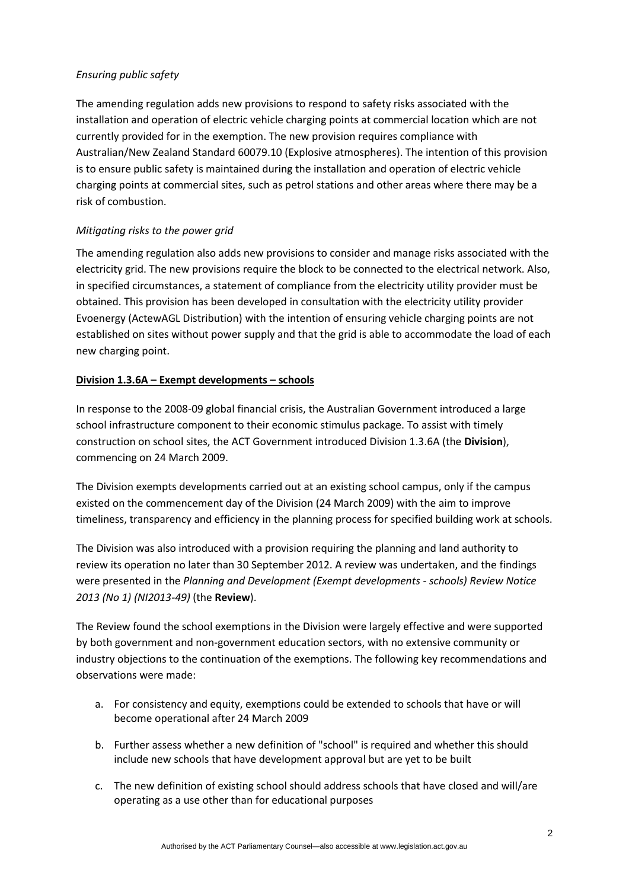*Ensuring public safety*

The amending regulation adds new provisions to respond to safety risks associated with the installation and operation of electric vehicle charging points at commercial location which are not currently provided for in the exemption. The new provision requires compliance with Australian/New Zealand Standard 60079.10 (Explosive atmospheres). The intention of this provision is to ensure public safety is maintained during the installation and operation of electric vehicle charging points at commercial sites, such as petrol stations and other areas where there may be a risk of combustion.

*Mitigating risks to the power grid*

The amending regulation also adds new provisions to consider and manage risks associated with the electricity grid. The new provisions require the block to be connected to the electrical network. Also, in specified circumstances, a statement of compliance from the electricity utility provider must be obtained. This provision has been developed in consultation with the electricity utility provider Evoenergy (ActewAGL Distribution) with the intention of ensuring vehicle charging points are not established on sites without power supply and that the grid is able to accommodate the load of each new charging point.

**Division 1.3.6A – Exempt developments – schools**

In response to the 2008-09 global financial crisis, the Australian Government introduced a large school infrastructure component to their economic stimulus package. To assist with timely construction on school sites, the ACT Government introduced Division 1.3.6A (the **Division**), commencing on 24 March 2009.

The Division exempts developments carried out at an existing school campus, only if the campus existed on the commencement day of the Division (24 March 2009) with the aim to improve timeliness, transparency and efficiency in the planning process for specified building work at schools.

The Division was also introduced with a provision requiring the planning and land authority to review its operation no later than 30 September 2012. A review was undertaken, and the findings were presented in the *Planning and Development (Exempt developments - schools) Review Notice 2013 (No 1) (NI2013-49)* (the **Review**).

The Review found the school exemptions in the Division were largely effective and were supported by both government and non-government education sectors, with no extensive community or industry objections to the continuation of the exemptions. The following key recommendations and observations were made:

a. For consistency and equity, exemptions could be extended to schools that have or will become operational after 24 March 2009

b. Further assess whether a new definition of "school" is required and whether this should include new schools that have development approval but are yet to be built

c. The new definition of existing school should address schools that have closed and will/are operating as a use other than for educational purposes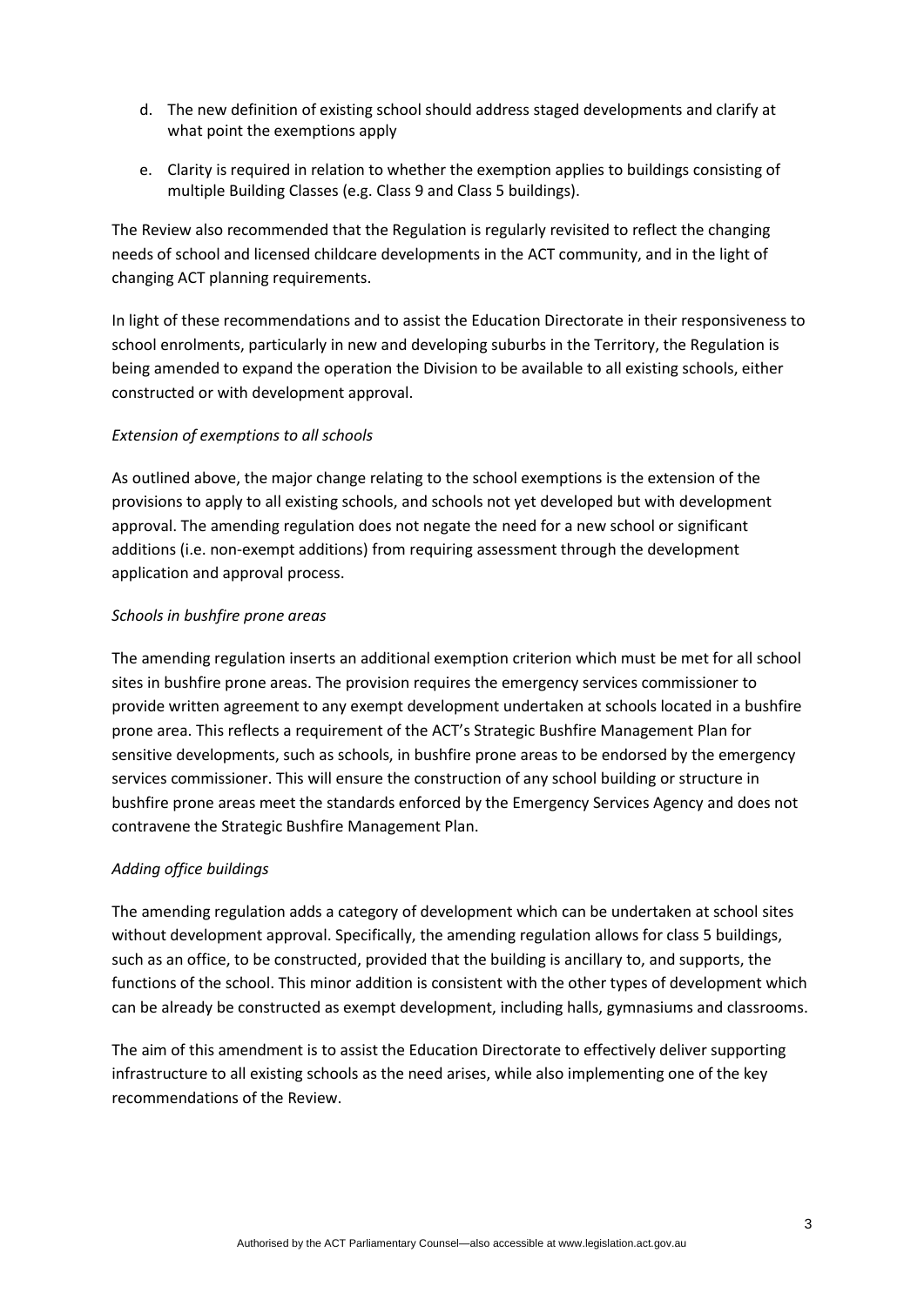d. The new definition of existing school should address staged developments and clarify at what point the exemptions apply

e. Clarity is required in relation to whether the exemption applies to buildings consisting of multiple Building Classes (e.g. Class 9 and Class 5 buildings).

The Review also recommended that the Regulation is regularly revisited to reflect the changing needs of school and licensed childcare developments in the ACT community, and in the light of changing ACT planning requirements.

In light of these recommendations and to assist the Education Directorate in their responsiveness to school enrolments, particularly in new and developing suburbs in the Territory, the Regulation is being amended to expand the operation the Division to be available to all existing schools, either constructed or with development approval.

*Extension of exemptions to all schools*

As outlined above, the major change relating to the school exemptions is the extension of the provisions to apply to all existing schools, and schools not yet developed but with development approval. The amending regulation does not negate the need for a new school or significant additions (i.e. non-exempt additions) from requiring assessment through the development application and approval process.

*Schools in bushfire prone areas*

The amending regulation inserts an additional exemption criterion which must be met for all school sites in bushfire prone areas. The provision requires the emergency services commissioner to provide written agreement to any exempt development undertaken at schools located in a bushfire prone area. This reflects a requirement of the ACT's Strategic Bushfire Management Plan for sensitive developments, such as schools, in bushfire prone areas to be endorsed by the emergency services commissioner. This will ensure the construction of any school building or structure in bushfire prone areas meet the standards enforced by the Emergency Services Agency and does not contravene the Strategic Bushfire Management Plan.

*Adding office buildings*

The amending regulation adds a category of development which can be undertaken at school sites without development approval. Specifically, the amending regulation allows for class 5 buildings, such as an office, to be constructed, provided that the building is ancillary to, and supports, the functions of the school. This minor addition is consistent with the other types of development which can be already be constructed as exempt development, including halls, gymnasiums and classrooms.

The aim of this amendment is to assist the Education Directorate to effectively deliver supporting infrastructure to all existing schools as the need arises, while also implementing one of the key recommendations of the Review.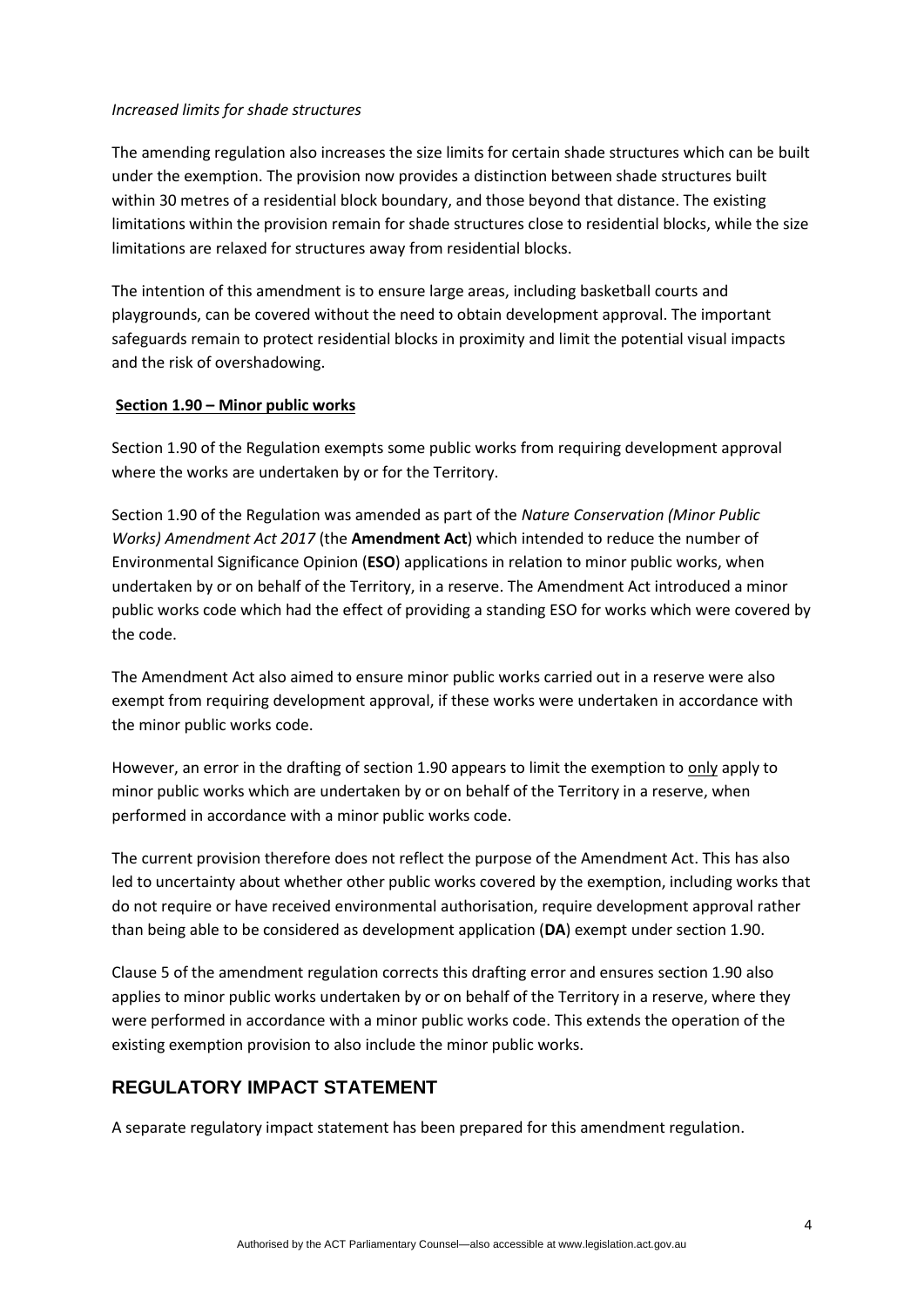*Increased limits for shade structures*

The amending regulation also increases the size limits for certain shade structures which can be built under the exemption. The provision now provides a distinction between shade structures built within 30 metres of a residential block boundary, and those beyond that distance. The existing limitations within the provision remain for shade structures close to residential blocks, while the size limitations are relaxed for structures away from residential blocks.

The intention of this amendment is to ensure large areas, including basketball courts and playgrounds, can be covered without the need to obtain development approval. The important safeguards remain to protect residential blocks in proximity and limit the potential visual impacts and the risk of overshadowing.

**Section 1.90 – Minor public works**

Section 1.90 of the Regulation exempts some public works from requiring development approval where the works are undertaken by or for the Territory.

Section 1.90 of the Regulation was amended as part of the *Nature Conservation (Minor Public Works) Amendment Act 2017* (the **Amendment Act**) which intended to reduce the number of Environmental Significance Opinion (**ESO**) applications in relation to minor public works, when undertaken by or on behalf of the Territory, in a reserve. The Amendment Act introduced a minor public works code which had the effect of providing a standing ESO for works which were covered by the code.

The Amendment Act also aimed to ensure minor public works carried out in a reserve were also exempt from requiring development approval, if these works were undertaken in accordance with the minor public works code.

However, an error in the drafting of section 1.90 appears to limit the exemption to only apply to minor public works which are undertaken by or on behalf of the Territory in a reserve, when performed in accordance with a minor public works code.

The current provision therefore does not reflect the purpose of the Amendment Act. This has also led to uncertainty about whether other public works covered by the exemption, including works that do not require or have received environmental authorisation, require development approval rather than being able to be considered as development application (**DA**) exempt under section 1.90.

Clause 5 of the amendment regulation corrects this drafting error and ensures section 1.90 also applies to minor public works undertaken by or on behalf of the Territory in a reserve, where they were performed in accordance with a minor public works code. This extends the operation of the existing exemption provision to also include the minor public works.

## REGULATORY IMPACT STATEMENT

A separate regulatory impact statement has been prepared for this amendment regulation.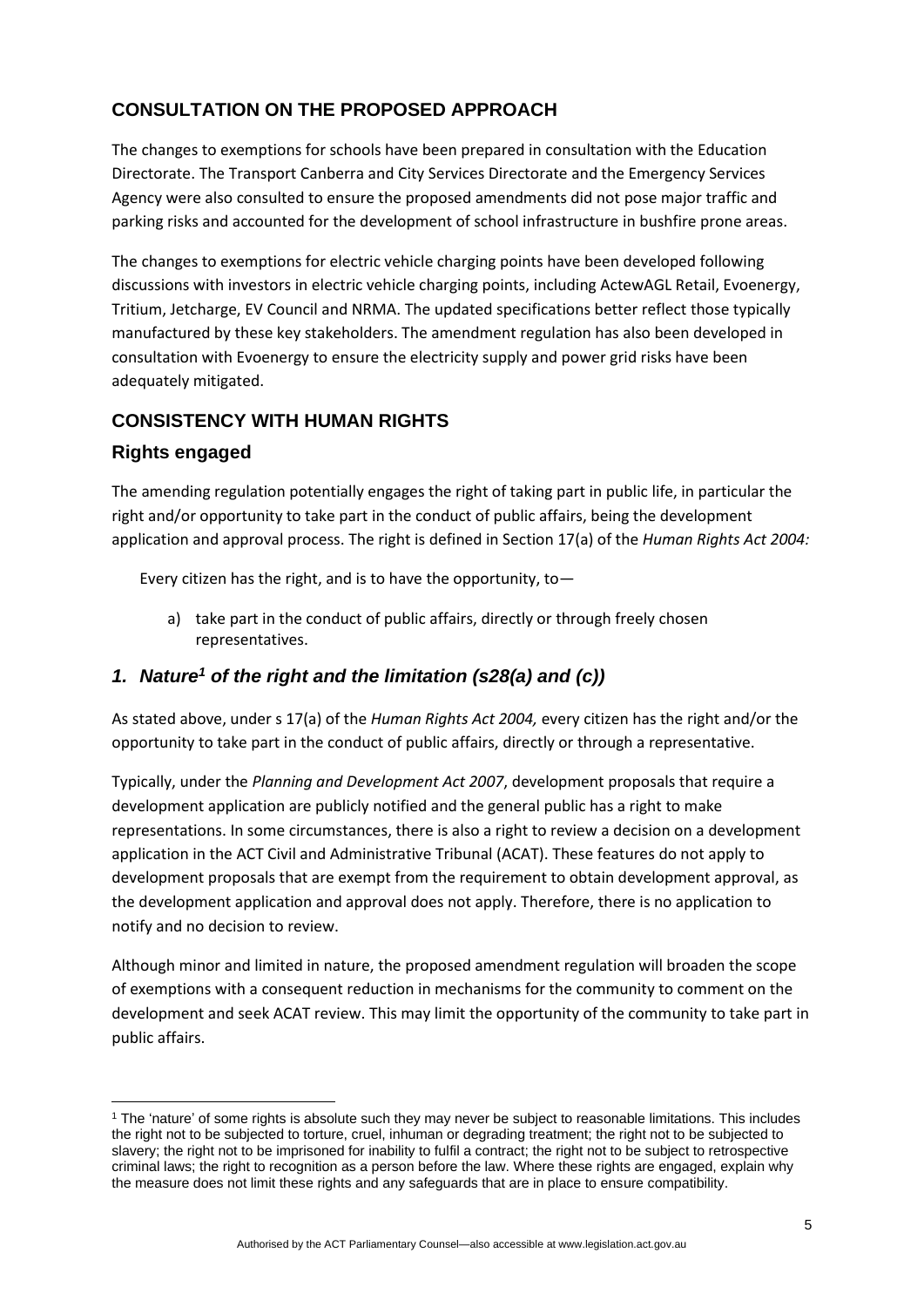## CONSULTATION ON THE PROPOSED APPROACH

The changes to exemptions for schools have been prepared in consultation with the Education Directorate. The Transport Canberra and City Services Directorate and the Emergency Services Agency were also consulted to ensure the proposed amendments did not pose major traffic and parking risks and accounted for the development of school infrastructure in bushfire prone areas.

The changes to exemptions for electric vehicle charging points have been developed following discussions with investors in electric vehicle charging points, including ActewAGL Retail, Evoenergy, Tritium, Jetcharge, EV Council and NRMA. The updated specifications better reflect those typically manufactured by these key stakeholders. The amendment regulation has also been developed in consultation with Evoenergy to ensure the electricity supply and power grid risks have been adequately mitigated.

## CONSISTENCY WITH HUMAN RIGHTS

### Rights engaged

The amending regulation potentially engages the right of taking part in public life, in particular the right and/or opportunity to take part in the conduct of public affairs, being the development application and approval process. The right is defined in Section 17(a) of the *Human Rights Act 2004:*

> Every citizen has the right, and is to have the opportunity, to—
>
> a) take part in the conduct of public affairs, directly or through freely chosen representatives.

### *1. Nature[1] of the right and the limitation (s28(a) and (c))*

As stated above, under s 17(a) of the *Human Rights Act 2004,* every citizen has the right and/or the opportunity to take part in the conduct of public affairs, directly or through a representative.

Typically, under the *Planning and Development Act 2007*, development proposals that require a development application are publicly notified and the general public has a right to make representations. In some circumstances, there is also a right to review a decision on a development application in the ACT Civil and Administrative Tribunal (ACAT). These features do not apply to development proposals that are exempt from the requirement to obtain development approval, as the development application and approval does not apply. Therefore, there is no application to notify and no decision to review.

Although minor and limited in nature, the proposed amendment regulation will broaden the scope of exemptions with a consequent reduction in mechanisms for the community to comment on the development and seek ACAT review. This may limit the opportunity of the community to take part in public affairs.

---

[1] The 'nature' of some rights is absolute such they may never be subject to reasonable limitations. This includes the right not to be subjected to torture, cruel, inhuman or degrading treatment; the right not to be subjected to slavery; the right not to be imprisoned for inability to fulfil a contract; the right not to be subject to retrospective criminal laws; the right to recognition as a person before the law. Where these rights are engaged, explain why the measure does not limit these rights and any safeguards that are in place to ensure compatibility.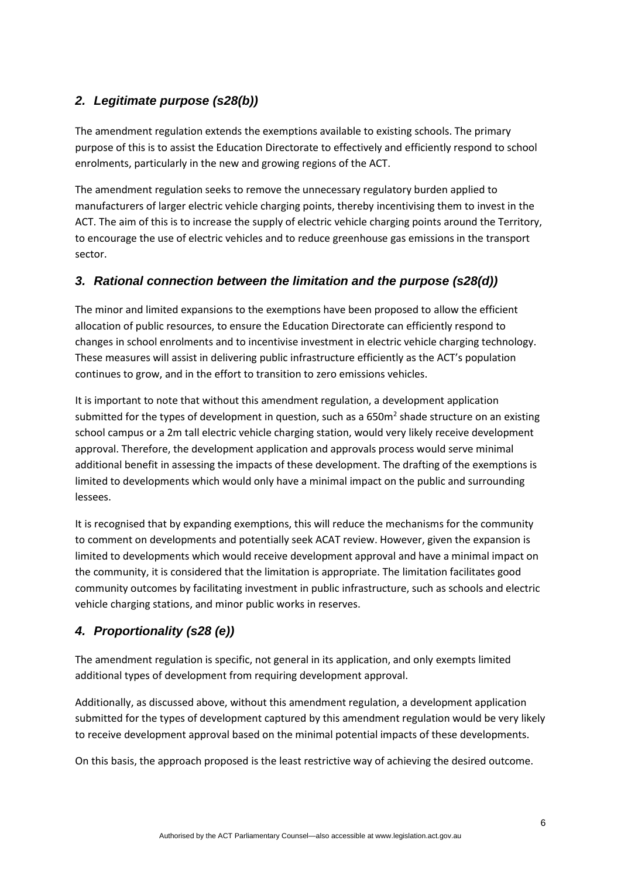## *2. Legitimate purpose (s28(b))*

The amendment regulation extends the exemptions available to existing schools. The primary purpose of this is to assist the Education Directorate to effectively and efficiently respond to school enrolments, particularly in the new and growing regions of the ACT.

The amendment regulation seeks to remove the unnecessary regulatory burden applied to manufacturers of larger electric vehicle charging points, thereby incentivising them to invest in the ACT. The aim of this is to increase the supply of electric vehicle charging points around the Territory, to encourage the use of electric vehicles and to reduce greenhouse gas emissions in the transport sector.

## *3. Rational connection between the limitation and the purpose (s28(d))*

The minor and limited expansions to the exemptions have been proposed to allow the efficient allocation of public resources, to ensure the Education Directorate can efficiently respond to changes in school enrolments and to incentivise investment in electric vehicle charging technology. These measures will assist in delivering public infrastructure efficiently as the ACT's population continues to grow, and in the effort to transition to zero emissions vehicles.

It is important to note that without this amendment regulation, a development application submitted for the types of development in question, such as a 650m$^2$ shade structure on an existing school campus or a 2m tall electric vehicle charging station, would very likely receive development approval. Therefore, the development application and approvals process would serve minimal additional benefit in assessing the impacts of these development. The drafting of the exemptions is limited to developments which would only have a minimal impact on the public and surrounding lessees.

It is recognised that by expanding exemptions, this will reduce the mechanisms for the community to comment on developments and potentially seek ACAT review. However, given the expansion is limited to developments which would receive development approval and have a minimal impact on the community, it is considered that the limitation is appropriate. The limitation facilitates good community outcomes by facilitating investment in public infrastructure, such as schools and electric vehicle charging stations, and minor public works in reserves.

## *4. Proportionality (s28 (e))*

The amendment regulation is specific, not general in its application, and only exempts limited additional types of development from requiring development approval.

Additionally, as discussed above, without this amendment regulation, a development application submitted for the types of development captured by this amendment regulation would be very likely to receive development approval based on the minimal potential impacts of these developments.

On this basis, the approach proposed is the least restrictive way of achieving the desired outcome.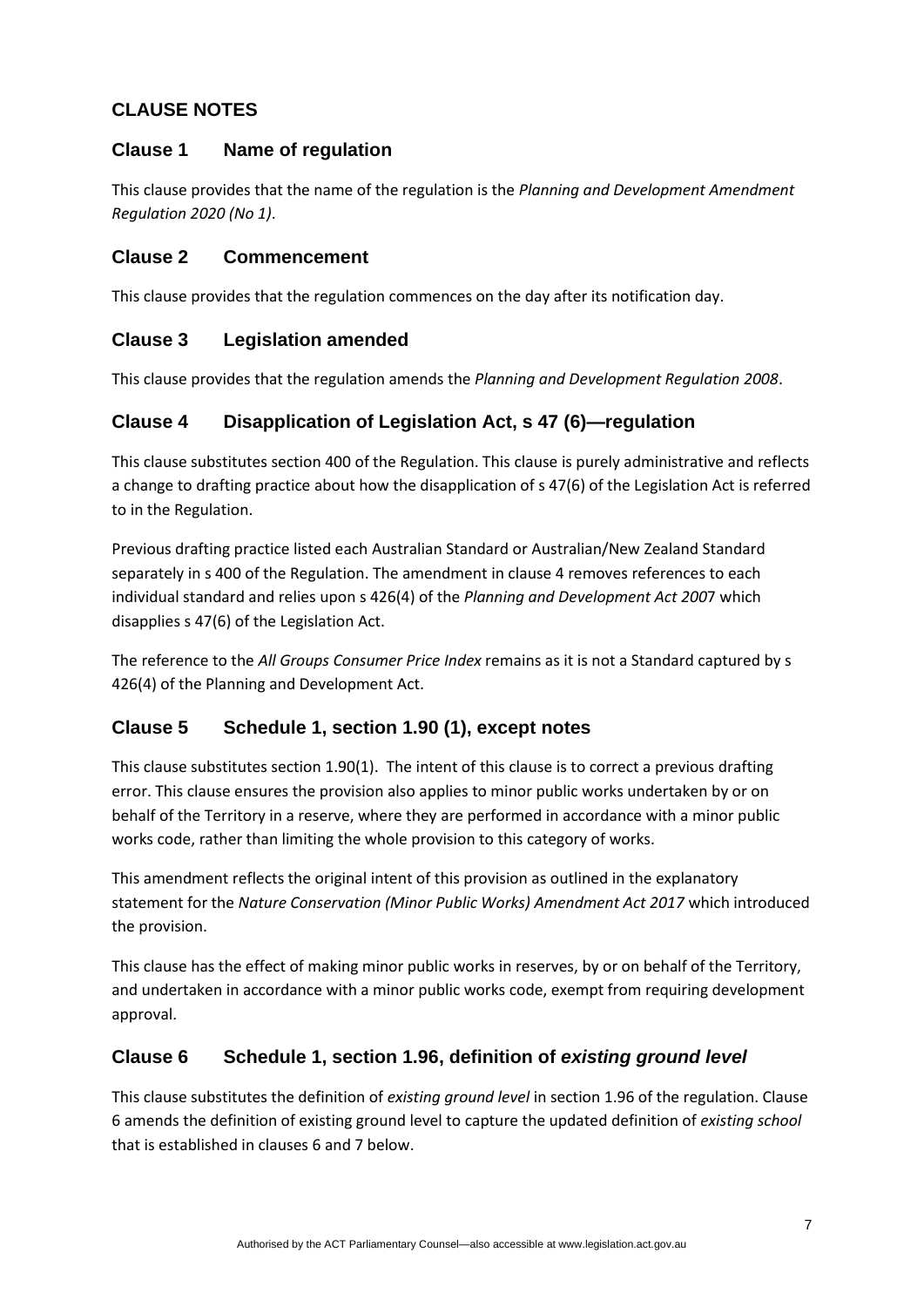## CLAUSE NOTES

### Clause 1 Name of regulation

This clause provides that the name of the regulation is the *Planning and Development Amendment Regulation 2020 (No 1)*.

### Clause 2 Commencement

This clause provides that the regulation commences on the day after its notification day.

### Clause 3 Legislation amended

This clause provides that the regulation amends the *Planning and Development Regulation 2008*.

### Clause 4 Disapplication of Legislation Act, s 47 (6)—regulation

This clause substitutes section 400 of the Regulation. This clause is purely administrative and reflects a change to drafting practice about how the disapplication of s 47(6) of the Legislation Act is referred to in the Regulation.

Previous drafting practice listed each Australian Standard or Australian/New Zealand Standard separately in s 400 of the Regulation. The amendment in clause 4 removes references to each individual standard and relies upon s 426(4) of the *Planning and Development Act 200*7 which disapplies s 47(6) of the Legislation Act.

The reference to the *All Groups Consumer Price Index* remains as it is not a Standard captured by s 426(4) of the Planning and Development Act.

### Clause 5 Schedule 1, section 1.90 (1), except notes

This clause substitutes section 1.90(1). The intent of this clause is to correct a previous drafting error. This clause ensures the provision also applies to minor public works undertaken by or on behalf of the Territory in a reserve, where they are performed in accordance with a minor public works code, rather than limiting the whole provision to this category of works.

This amendment reflects the original intent of this provision as outlined in the explanatory statement for the *Nature Conservation (Minor Public Works) Amendment Act 2017* which introduced the provision.

This clause has the effect of making minor public works in reserves, by or on behalf of the Territory, and undertaken in accordance with a minor public works code, exempt from requiring development approval.

### Clause 6 Schedule 1, section 1.96, definition of *existing ground level*

This clause substitutes the definition of *existing ground level* in section 1.96 of the regulation. Clause 6 amends the definition of existing ground level to capture the updated definition of *existing school* that is established in clauses 6 and 7 below.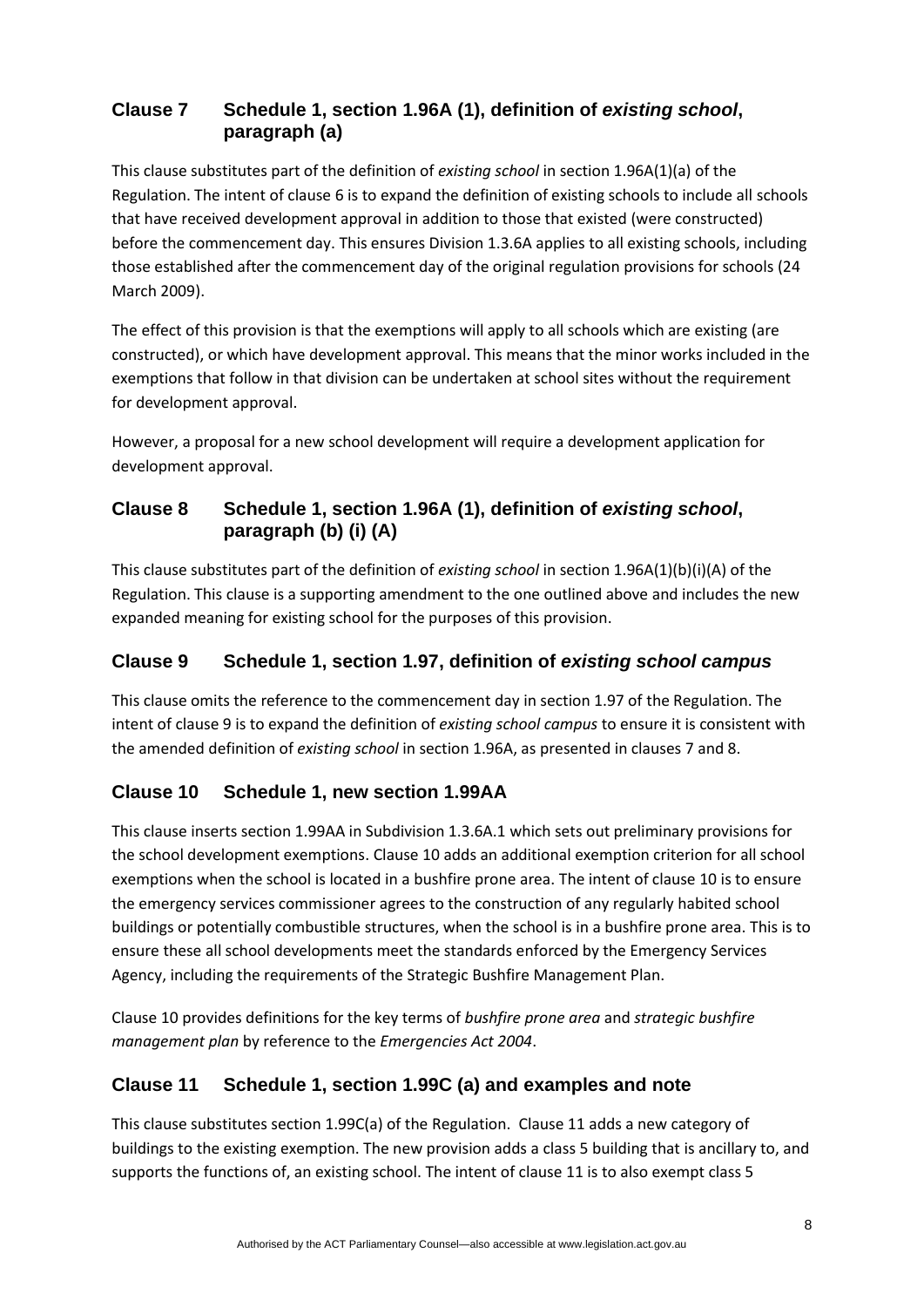## Clause 7 Schedule 1, section 1.96A (1), definition of ***existing school***, paragraph (a)

This clause substitutes part of the definition of *existing school* in section 1.96A(1)(a) of the Regulation. The intent of clause 6 is to expand the definition of existing schools to include all schools that have received development approval in addition to those that existed (were constructed) before the commencement day. This ensures Division 1.3.6A applies to all existing schools, including those established after the commencement day of the original regulation provisions for schools (24 March 2009).

The effect of this provision is that the exemptions will apply to all schools which are existing (are constructed), or which have development approval. This means that the minor works included in the exemptions that follow in that division can be undertaken at school sites without the requirement for development approval.

However, a proposal for a new school development will require a development application for development approval.

## Clause 8 Schedule 1, section 1.96A (1), definition of ***existing school***, paragraph (b) (i) (A)

This clause substitutes part of the definition of *existing school* in section 1.96A(1)(b)(i)(A) of the Regulation. This clause is a supporting amendment to the one outlined above and includes the new expanded meaning for existing school for the purposes of this provision.

## Clause 9 Schedule 1, section 1.97, definition of ***existing school campus***

This clause omits the reference to the commencement day in section 1.97 of the Regulation. The intent of clause 9 is to expand the definition of *existing school campus* to ensure it is consistent with the amended definition of *existing school* in section 1.96A, as presented in clauses 7 and 8.

## Clause 10 Schedule 1, new section 1.99AA

This clause inserts section 1.99AA in Subdivision 1.3.6A.1 which sets out preliminary provisions for the school development exemptions. Clause 10 adds an additional exemption criterion for all school exemptions when the school is located in a bushfire prone area. The intent of clause 10 is to ensure the emergency services commissioner agrees to the construction of any regularly habited school buildings or potentially combustible structures, when the school is in a bushfire prone area. This is to ensure these all school developments meet the standards enforced by the Emergency Services Agency, including the requirements of the Strategic Bushfire Management Plan.

Clause 10 provides definitions for the key terms of *bushfire prone area* and *strategic bushfire management plan* by reference to the *Emergencies Act 2004*.

## Clause 11 Schedule 1, section 1.99C (a) and examples and note

This clause substitutes section 1.99C(a) of the Regulation. Clause 11 adds a new category of buildings to the existing exemption. The new provision adds a class 5 building that is ancillary to, and supports the functions of, an existing school. The intent of clause 11 is to also exempt class 5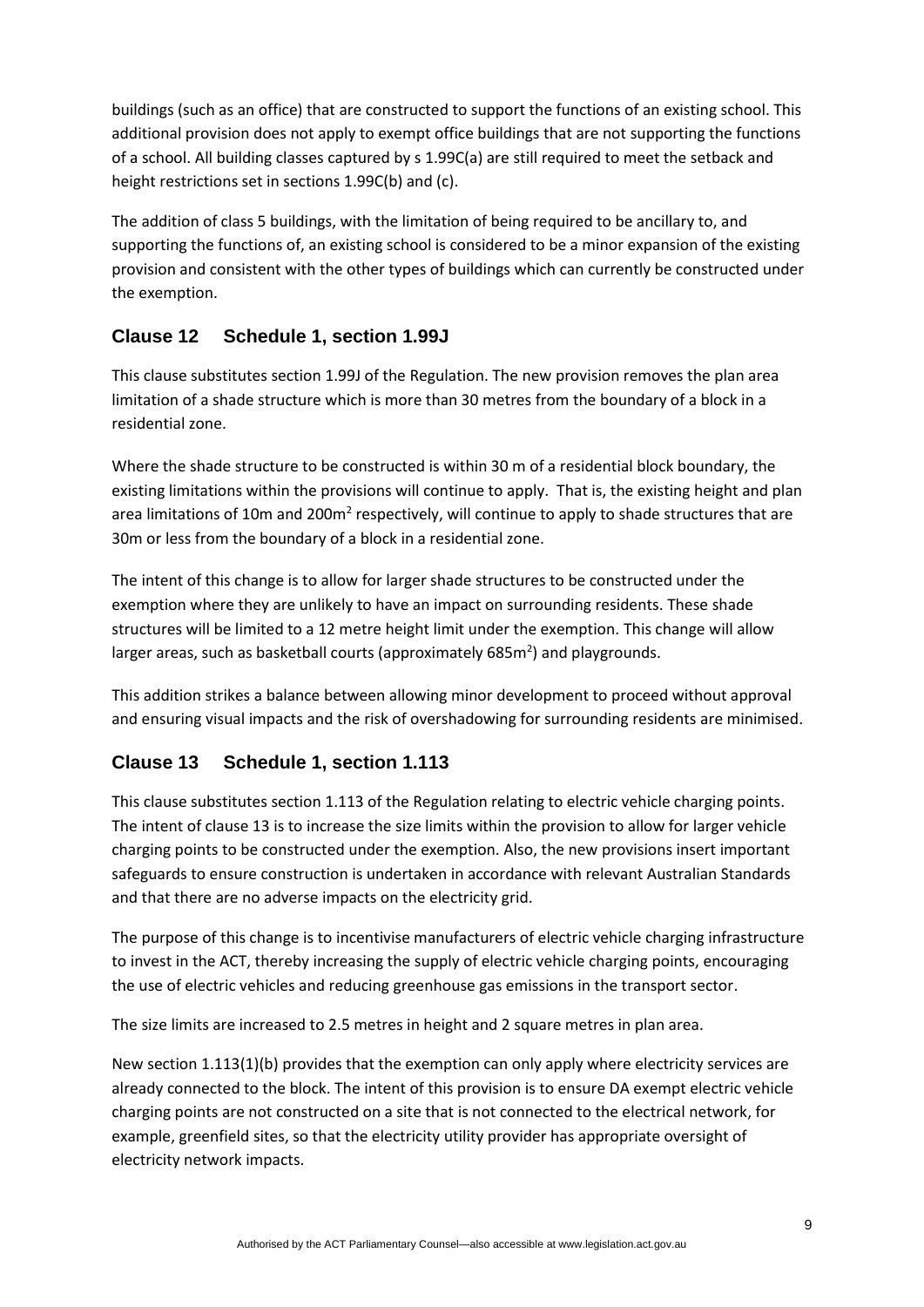buildings (such as an office) that are constructed to support the functions of an existing school. This additional provision does not apply to exempt office buildings that are not supporting the functions of a school. All building classes captured by s 1.99C(a) are still required to meet the setback and height restrictions set in sections 1.99C(b) and (c).

The addition of class 5 buildings, with the limitation of being required to be ancillary to, and supporting the functions of, an existing school is considered to be a minor expansion of the existing provision and consistent with the other types of buildings which can currently be constructed under the exemption.

## Clause 12 Schedule 1, section 1.99J

This clause substitutes section 1.99J of the Regulation. The new provision removes the plan area limitation of a shade structure which is more than 30 metres from the boundary of a block in a residential zone.

Where the shade structure to be constructed is within 30 m of a residential block boundary, the existing limitations within the provisions will continue to apply. That is, the existing height and plan area limitations of 10m and 200m$^2$ respectively, will continue to apply to shade structures that are 30m or less from the boundary of a block in a residential zone.

The intent of this change is to allow for larger shade structures to be constructed under the exemption where they are unlikely to have an impact on surrounding residents. These shade structures will be limited to a 12 metre height limit under the exemption. This change will allow larger areas, such as basketball courts (approximately 685m$^2$) and playgrounds.

This addition strikes a balance between allowing minor development to proceed without approval and ensuring visual impacts and the risk of overshadowing for surrounding residents are minimised.

## Clause 13 Schedule 1, section 1.113

This clause substitutes section 1.113 of the Regulation relating to electric vehicle charging points. The intent of clause 13 is to increase the size limits within the provision to allow for larger vehicle charging points to be constructed under the exemption. Also, the new provisions insert important safeguards to ensure construction is undertaken in accordance with relevant Australian Standards and that there are no adverse impacts on the electricity grid.

The purpose of this change is to incentivise manufacturers of electric vehicle charging infrastructure to invest in the ACT, thereby increasing the supply of electric vehicle charging points, encouraging the use of electric vehicles and reducing greenhouse gas emissions in the transport sector.

The size limits are increased to 2.5 metres in height and 2 square metres in plan area.

New section 1.113(1)(b) provides that the exemption can only apply where electricity services are already connected to the block. The intent of this provision is to ensure DA exempt electric vehicle charging points are not constructed on a site that is not connected to the electrical network, for example, greenfield sites, so that the electricity utility provider has appropriate oversight of electricity network impacts.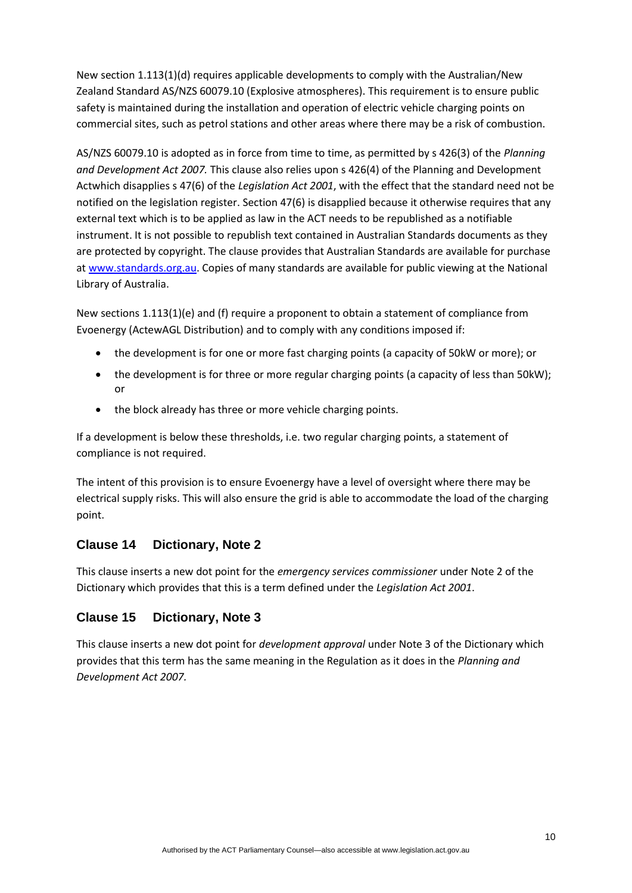New section 1.113(1)(d) requires applicable developments to comply with the Australian/New Zealand Standard AS/NZS 60079.10 (Explosive atmospheres). This requirement is to ensure public safety is maintained during the installation and operation of electric vehicle charging points on commercial sites, such as petrol stations and other areas where there may be a risk of combustion.

AS/NZS 60079.10 is adopted as in force from time to time, as permitted by s 426(3) of the *Planning and Development Act 2007.* This clause also relies upon s 426(4) of the Planning and Development Actwhich disapplies s 47(6) of the *Legislation Act 2001*, with the effect that the standard need not be notified on the legislation register. Section 47(6) is disapplied because it otherwise requires that any external text which is to be applied as law in the ACT needs to be republished as a notifiable instrument. It is not possible to republish text contained in Australian Standards documents as they are protected by copyright. The clause provides that Australian Standards are available for purchase at [www.standards.org.au](www.standards.org.au). Copies of many standards are available for public viewing at the National Library of Australia.

New sections 1.113(1)(e) and (f) require a proponent to obtain a statement of compliance from Evoenergy (ActewAGL Distribution) and to comply with any conditions imposed if:

- the development is for one or more fast charging points (a capacity of 50kW or more); or
- the development is for three or more regular charging points (a capacity of less than 50kW); or
- the block already has three or more vehicle charging points.

If a development is below these thresholds, i.e. two regular charging points, a statement of compliance is not required.

The intent of this provision is to ensure Evoenergy have a level of oversight where there may be electrical supply risks. This will also ensure the grid is able to accommodate the load of the charging point.

## Clause 14 Dictionary, Note 2

This clause inserts a new dot point for the *emergency services commissioner* under Note 2 of the Dictionary which provides that this is a term defined under the *Legislation Act 2001*.

## Clause 15 Dictionary, Note 3

This clause inserts a new dot point for *development approval* under Note 3 of the Dictionary which provides that this term has the same meaning in the Regulation as it does in the *Planning and Development Act 2007.*